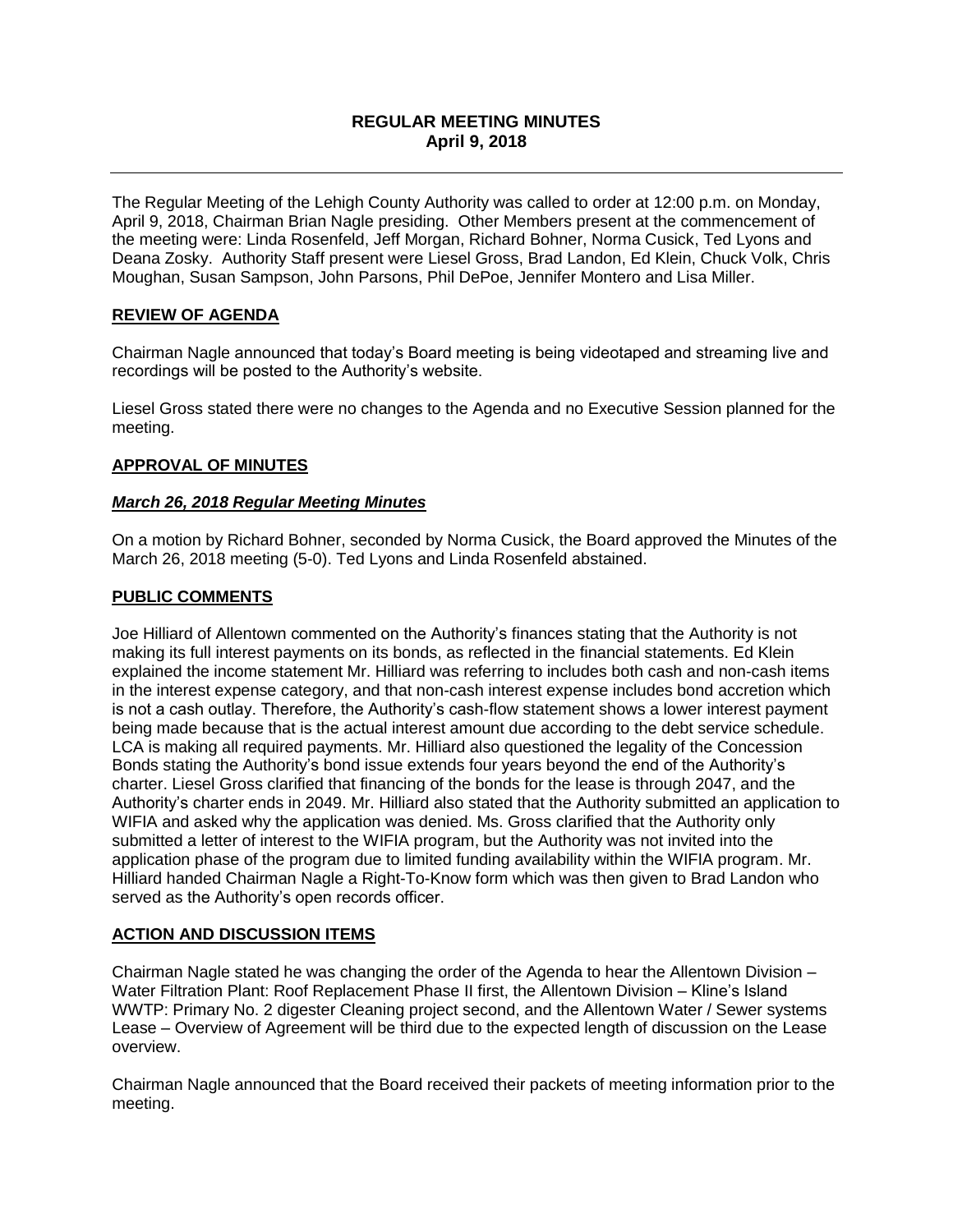# REGULAR MEETING MINUTES
## April 9, 2018

---

The Regular Meeting of the Lehigh County Authority was called to order at 12:00 p.m. on Monday, April 9, 2018, Chairman Brian Nagle presiding. Other Members present at the commencement of the meeting were: Linda Rosenfeld, Jeff Morgan, Richard Bohner, Norma Cusick, Ted Lyons and Deana Zosky. Authority Staff present were Liesel Gross, Brad Landon, Ed Klein, Chuck Volk, Chris Moughan, Susan Sampson, John Parsons, Phil DePoe, Jennifer Montero and Lisa Miller.

### REVIEW OF AGENDA

Chairman Nagle announced that today's Board meeting is being videotaped and streaming live and recordings will be posted to the Authority's website.

Liesel Gross stated there were no changes to the Agenda and no Executive Session planned for the meeting.

### APPROVAL OF MINUTES

#### *March 26, 2018 Regular Meeting Minutes*

On a motion by Richard Bohner, seconded by Norma Cusick, the Board approved the Minutes of the March 26, 2018 meeting (5-0). Ted Lyons and Linda Rosenfeld abstained.

### PUBLIC COMMENTS

Joe Hilliard of Allentown commented on the Authority's finances stating that the Authority is not making its full interest payments on its bonds, as reflected in the financial statements. Ed Klein explained the income statement Mr. Hilliard was referring to includes both cash and non-cash items in the interest expense category, and that non-cash interest expense includes bond accretion which is not a cash outlay. Therefore, the Authority's cash-flow statement shows a lower interest payment being made because that is the actual interest amount due according to the debt service schedule. LCA is making all required payments. Mr. Hilliard also questioned the legality of the Concession Bonds stating the Authority's bond issue extends four years beyond the end of the Authority's charter. Liesel Gross clarified that financing of the bonds for the lease is through 2047, and the Authority's charter ends in 2049. Mr. Hilliard also stated that the Authority submitted an application to WIFIA and asked why the application was denied. Ms. Gross clarified that the Authority only submitted a letter of interest to the WIFIA program, but the Authority was not invited into the application phase of the program due to limited funding availability within the WIFIA program. Mr. Hilliard handed Chairman Nagle a Right-To-Know form which was then given to Brad Landon who served as the Authority's open records officer.

### ACTION AND DISCUSSION ITEMS

Chairman Nagle stated he was changing the order of the Agenda to hear the Allentown Division – Water Filtration Plant: Roof Replacement Phase II first, the Allentown Division – Kline's Island WWTP: Primary No. 2 digester Cleaning project second, and the Allentown Water / Sewer systems Lease – Overview of Agreement will be third due to the expected length of discussion on the Lease overview.

Chairman Nagle announced that the Board received their packets of meeting information prior to the meeting.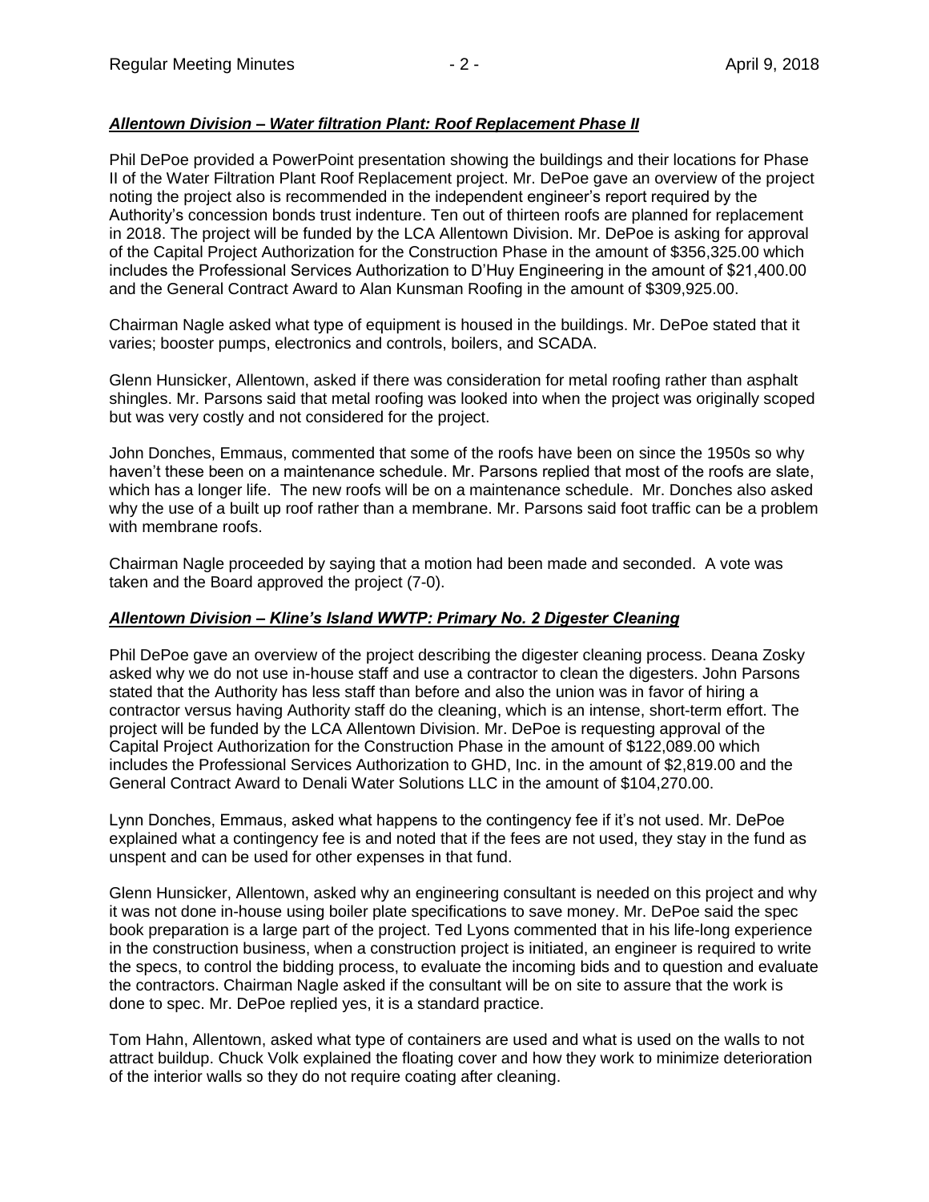### ***Allentown Division – Water filtration Plant: Roof Replacement Phase II***

Phil DePoe provided a PowerPoint presentation showing the buildings and their locations for Phase II of the Water Filtration Plant Roof Replacement project. Mr. DePoe gave an overview of the project noting the project also is recommended in the independent engineer's report required by the Authority's concession bonds trust indenture. Ten out of thirteen roofs are planned for replacement in 2018. The project will be funded by the LCA Allentown Division. Mr. DePoe is asking for approval of the Capital Project Authorization for the Construction Phase in the amount of $356,325.00 which includes the Professional Services Authorization to D'Huy Engineering in the amount of $21,400.00 and the General Contract Award to Alan Kunsman Roofing in the amount of $309,925.00.

Chairman Nagle asked what type of equipment is housed in the buildings. Mr. DePoe stated that it varies; booster pumps, electronics and controls, boilers, and SCADA.

Glenn Hunsicker, Allentown, asked if there was consideration for metal roofing rather than asphalt shingles. Mr. Parsons said that metal roofing was looked into when the project was originally scoped but was very costly and not considered for the project.

John Donches, Emmaus, commented that some of the roofs have been on since the 1950s so why haven't these been on a maintenance schedule. Mr. Parsons replied that most of the roofs are slate, which has a longer life. The new roofs will be on a maintenance schedule. Mr. Donches also asked why the use of a built up roof rather than a membrane. Mr. Parsons said foot traffic can be a problem with membrane roofs.

Chairman Nagle proceeded by saying that a motion had been made and seconded. A vote was taken and the Board approved the project (7-0).

### ***Allentown Division – Kline's Island WWTP: Primary No. 2 Digester Cleaning***

Phil DePoe gave an overview of the project describing the digester cleaning process. Deana Zosky asked why we do not use in-house staff and use a contractor to clean the digesters. John Parsons stated that the Authority has less staff than before and also the union was in favor of hiring a contractor versus having Authority staff do the cleaning, which is an intense, short-term effort. The project will be funded by the LCA Allentown Division. Mr. DePoe is requesting approval of the Capital Project Authorization for the Construction Phase in the amount of $122,089.00 which includes the Professional Services Authorization to GHD, Inc. in the amount of $2,819.00 and the General Contract Award to Denali Water Solutions LLC in the amount of $104,270.00.

Lynn Donches, Emmaus, asked what happens to the contingency fee if it's not used. Mr. DePoe explained what a contingency fee is and noted that if the fees are not used, they stay in the fund as unspent and can be used for other expenses in that fund.

Glenn Hunsicker, Allentown, asked why an engineering consultant is needed on this project and why it was not done in-house using boiler plate specifications to save money. Mr. DePoe said the spec book preparation is a large part of the project. Ted Lyons commented that in his life-long experience in the construction business, when a construction project is initiated, an engineer is required to write the specs, to control the bidding process, to evaluate the incoming bids and to question and evaluate the contractors. Chairman Nagle asked if the consultant will be on site to assure that the work is done to spec. Mr. DePoe replied yes, it is a standard practice.

Tom Hahn, Allentown, asked what type of containers are used and what is used on the walls to not attract buildup. Chuck Volk explained the floating cover and how they work to minimize deterioration of the interior walls so they do not require coating after cleaning.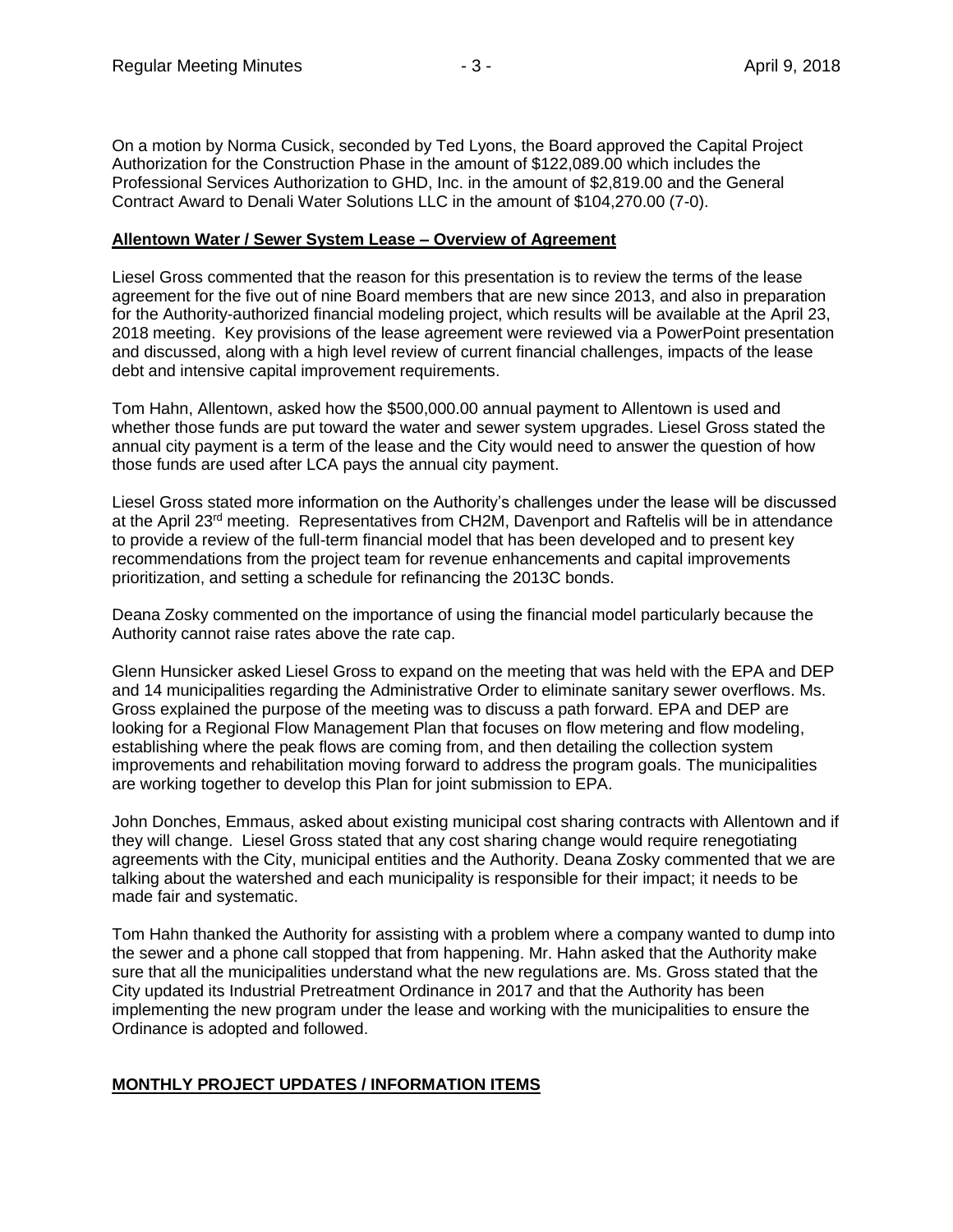On a motion by Norma Cusick, seconded by Ted Lyons, the Board approved the Capital Project Authorization for the Construction Phase in the amount of $122,089.00 which includes the Professional Services Authorization to GHD, Inc. in the amount of $2,819.00 and the General Contract Award to Denali Water Solutions LLC in the amount of $104,270.00 (7-0).

**Allentown Water / Sewer System Lease – Overview of Agreement**

Liesel Gross commented that the reason for this presentation is to review the terms of the lease agreement for the five out of nine Board members that are new since 2013, and also in preparation for the Authority-authorized financial modeling project, which results will be available at the April 23, 2018 meeting. Key provisions of the lease agreement were reviewed via a PowerPoint presentation and discussed, along with a high level review of current financial challenges, impacts of the lease debt and intensive capital improvement requirements.

Tom Hahn, Allentown, asked how the $500,000.00 annual payment to Allentown is used and whether those funds are put toward the water and sewer system upgrades. Liesel Gross stated the annual city payment is a term of the lease and the City would need to answer the question of how those funds are used after LCA pays the annual city payment.

Liesel Gross stated more information on the Authority's challenges under the lease will be discussed at the April 23rd meeting. Representatives from CH2M, Davenport and Raftelis will be in attendance to provide a review of the full-term financial model that has been developed and to present key recommendations from the project team for revenue enhancements and capital improvements prioritization, and setting a schedule for refinancing the 2013C bonds.

Deana Zosky commented on the importance of using the financial model particularly because the Authority cannot raise rates above the rate cap.

Glenn Hunsicker asked Liesel Gross to expand on the meeting that was held with the EPA and DEP and 14 municipalities regarding the Administrative Order to eliminate sanitary sewer overflows. Ms. Gross explained the purpose of the meeting was to discuss a path forward. EPA and DEP are looking for a Regional Flow Management Plan that focuses on flow metering and flow modeling, establishing where the peak flows are coming from, and then detailing the collection system improvements and rehabilitation moving forward to address the program goals. The municipalities are working together to develop this Plan for joint submission to EPA.

John Donches, Emmaus, asked about existing municipal cost sharing contracts with Allentown and if they will change. Liesel Gross stated that any cost sharing change would require renegotiating agreements with the City, municipal entities and the Authority. Deana Zosky commented that we are talking about the watershed and each municipality is responsible for their impact; it needs to be made fair and systematic.

Tom Hahn thanked the Authority for assisting with a problem where a company wanted to dump into the sewer and a phone call stopped that from happening. Mr. Hahn asked that the Authority make sure that all the municipalities understand what the new regulations are. Ms. Gross stated that the City updated its Industrial Pretreatment Ordinance in 2017 and that the Authority has been implementing the new program under the lease and working with the municipalities to ensure the Ordinance is adopted and followed.

**MONTHLY PROJECT UPDATES / INFORMATION ITEMS**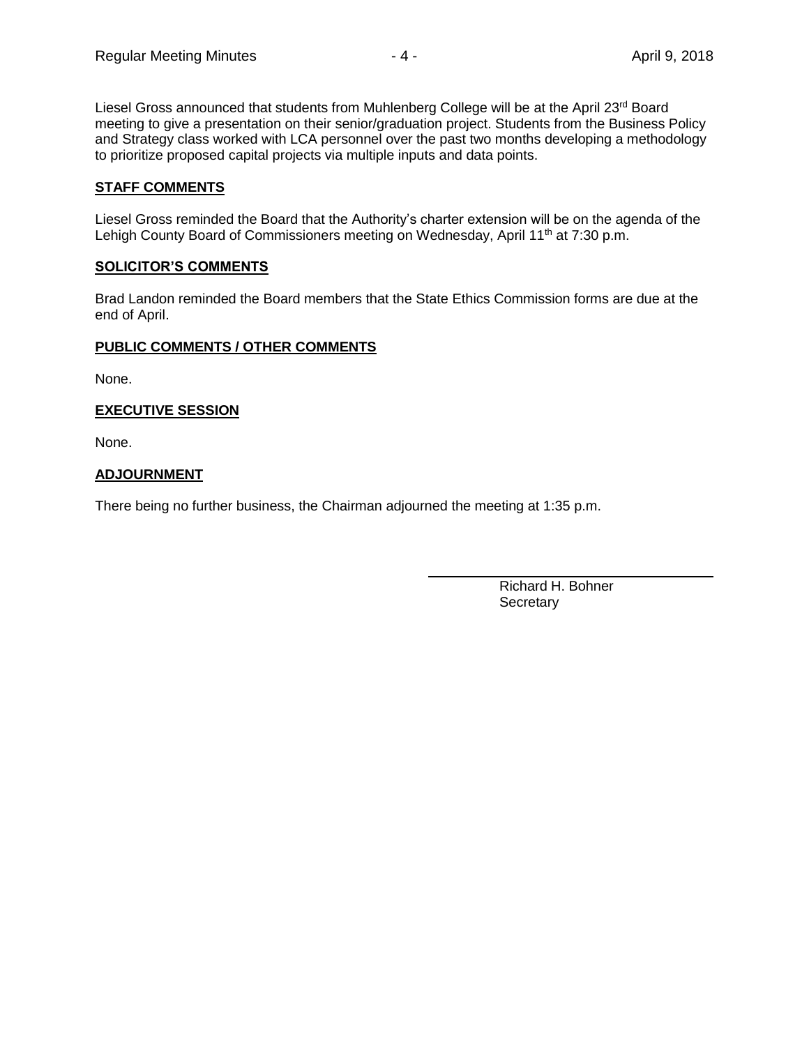Liesel Gross announced that students from Muhlenberg College will be at the April 23rd Board meeting to give a presentation on their senior/graduation project. Students from the Business Policy and Strategy class worked with LCA personnel over the past two months developing a methodology to prioritize proposed capital projects via multiple inputs and data points.

**STAFF COMMENTS**

Liesel Gross reminded the Board that the Authority's charter extension will be on the agenda of the Lehigh County Board of Commissioners meeting on Wednesday, April 11th at 7:30 p.m.

**SOLICITOR'S COMMENTS**

Brad Landon reminded the Board members that the State Ethics Commission forms are due at the end of April.

**PUBLIC COMMENTS / OTHER COMMENTS**

None.

**EXECUTIVE SESSION**

None.

**ADJOURNMENT**

There being no further business, the Chairman adjourned the meeting at 1:35 p.m.

Richard H. Bohner
Secretary